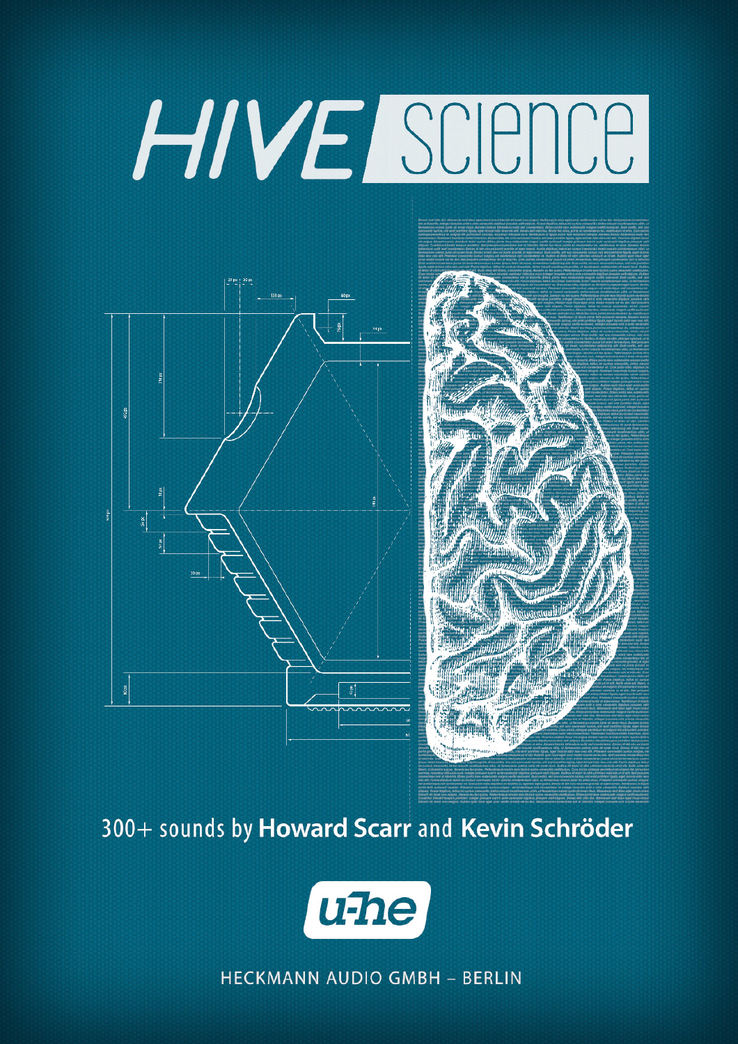# HIVE Science

300+ sounds by **Howard Scarr** and **Kevin Schröder**

u-he

HECKMANN AUDIO GMBH – BERLIN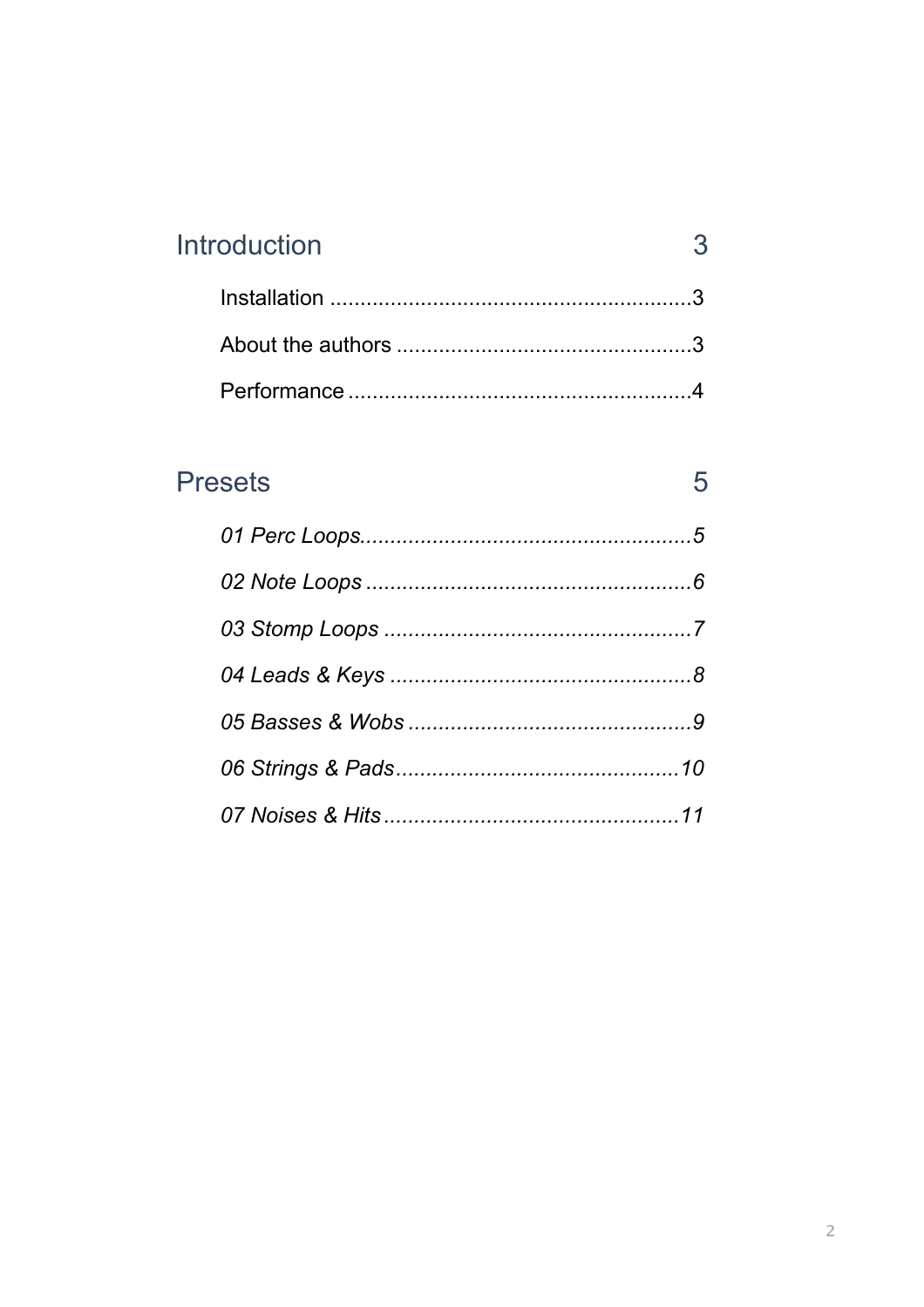Introduction 3

- Installation ... 3
- About the authors ... 3
- Performance ... 4

Presets 5

- *01 Perc Loops* ... 5
- *02 Note Loops* ... 6
- *03 Stomp Loops* ... 7
- *04 Leads & Keys* ... 8
- *05 Basses & Wobs* ... 9
- *06 Strings & Pads* ... 10
- *07 Noises & Hits* ... 11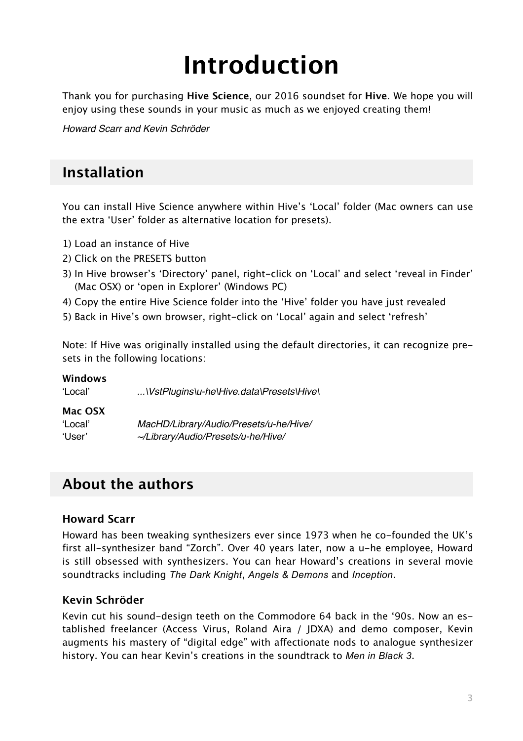# Introduction

Thank you for purchasing **Hive Science**, our 2016 soundset for **Hive**. We hope you will enjoy using these sounds in your music as much as we enjoyed creating them!

*Howard Scarr and Kevin Schröder*

## Installation

You can install Hive Science anywhere within Hive's 'Local' folder (Mac owners can use the extra 'User' folder as alternative location for presets).

1) Load an instance of Hive
2) Click on the PRESETS button
3) In Hive browser's 'Directory' panel, right-click on 'Local' and select 'reveal in Finder' (Mac OSX) or 'open in Explorer' (Windows PC)
4) Copy the entire Hive Science folder into the 'Hive' folder you have just revealed
5) Back in Hive's own browser, right-click on 'Local' again and select 'refresh'

Note: If Hive was originally installed using the default directories, it can recognize presets in the following locations:

**Windows**

'Local' *...\VstPlugins\u-he\Hive.data\Presets\Hive\*

**Mac OSX**

'Local' *MacHD/Library/Audio/Presets/u-he/Hive/*
'User' *~/Library/Audio/Presets/u-he/Hive/*

## About the authors

### Howard Scarr

Howard has been tweaking synthesizers ever since 1973 when he co-founded the UK's first all-synthesizer band "Zorch". Over 40 years later, now a u-he employee, Howard is still obsessed with synthesizers. You can hear Howard's creations in several movie soundtracks including *The Dark Knight*, *Angels & Demons* and *Inception*.

### Kevin Schröder

Kevin cut his sound-design teeth on the Commodore 64 back in the '90s. Now an established freelancer (Access Virus, Roland Aira / JDXA) and demo composer, Kevin augments his mastery of "digital edge" with affectionate nods to analogue synthesizer history. You can hear Kevin's creations in the soundtrack to *Men in Black 3*.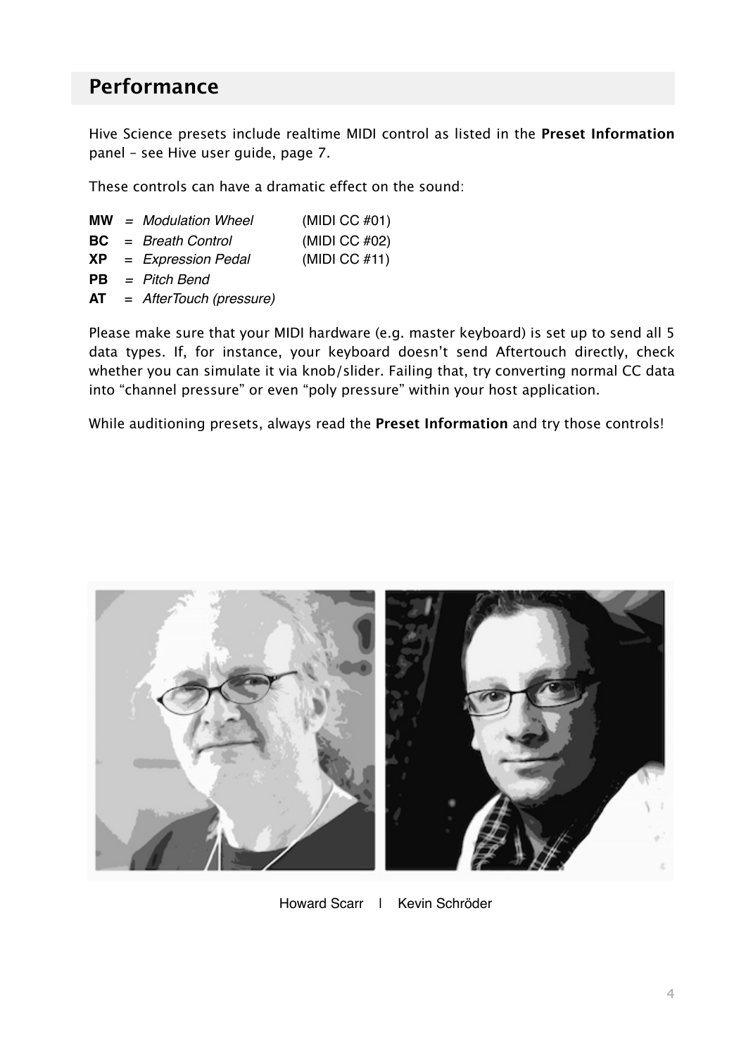## Performance

Hive Science presets include realtime MIDI control as listed in the **Preset Information** panel – see Hive user guide, page 7.

These controls can have a dramatic effect on the sound:

**MW** = *Modulation Wheel* (MIDI CC #01)
**BC** = *Breath Control* (MIDI CC #02)
**XP** = *Expression Pedal* (MIDI CC #11)
**PB** = *Pitch Bend*
**AT** = *AfterTouch (pressure)*

Please make sure that your MIDI hardware (e.g. master keyboard) is set up to send all 5 data types. If, for instance, your keyboard doesn't send Aftertouch directly, check whether you can simulate it via knob/slider. Failing that, try converting normal CC data into "channel pressure" or even "poly pressure" within your host application.

While auditioning presets, always read the **Preset Information** and try those controls!

Howard Scarr | Kevin Schröder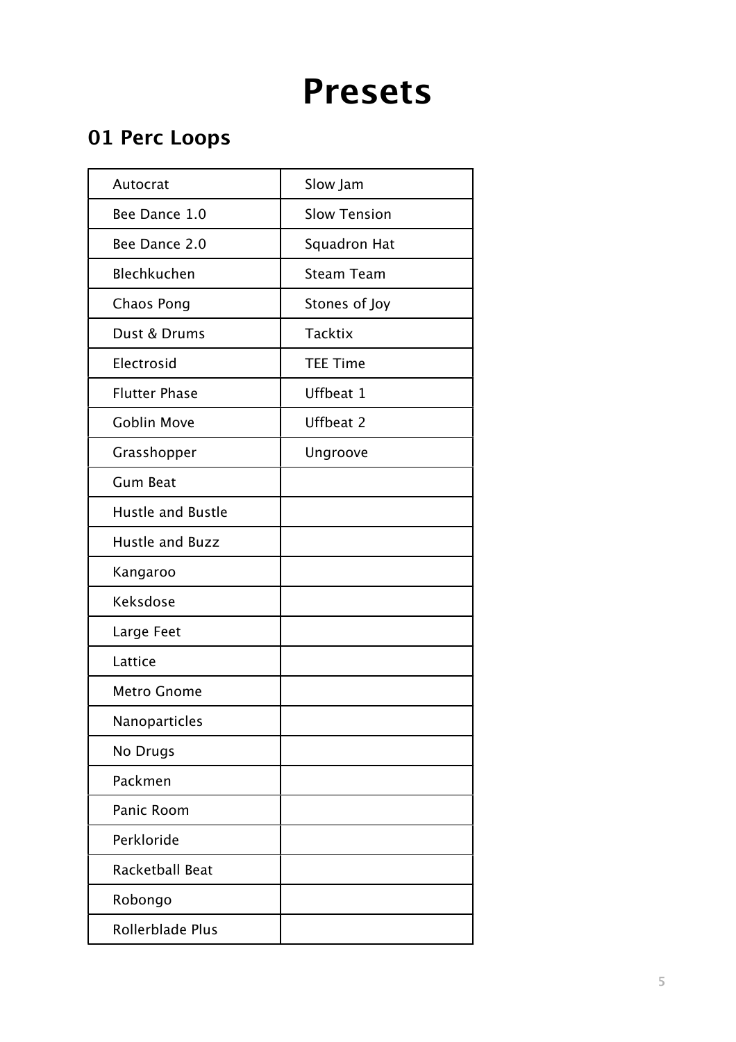# Presets

## 01 Perc Loops

| | |
|---|---|
| Autocrat | Slow Jam |
| Bee Dance 1.0 | Slow Tension |
| Bee Dance 2.0 | Squadron Hat |
| Blechkuchen | Steam Team |
| Chaos Pong | Stones of Joy |
| Dust & Drums | Tacktix |
| Electrosid | TEE Time |
| Flutter Phase | Uffbeat 1 |
| Goblin Move | Uffbeat 2 |
| Grasshopper | Ungroove |
| Gum Beat | |
| Hustle and Bustle | |
| Hustle and Buzz | |
| Kangaroo | |
| Keksdose | |
| Large Feet | |
| Lattice | |
| Metro Gnome | |
| Nanoparticles | |
| No Drugs | |
| Packmen | |
| Panic Room | |
| Perkloride | |
| Racketball Beat | |
| Robongo | |
| Rollerblade Plus | |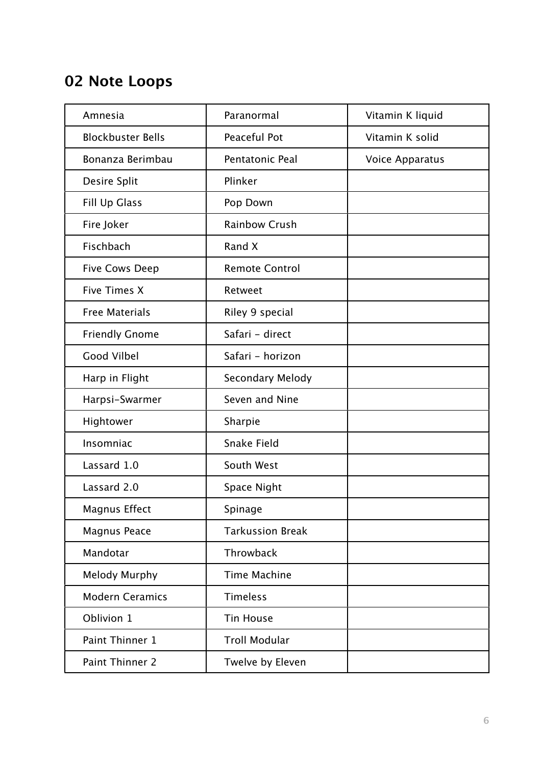## 02 Note Loops

| | | |
|---|---|---|
| Amnesia | Paranormal | Vitamin K liquid |
| Blockbuster Bells | Peaceful Pot | Vitamin K solid |
| Bonanza Berimbau | Pentatonic Peal | Voice Apparatus |
| Desire Split | Plinker | |
| Fill Up Glass | Pop Down | |
| Fire Joker | Rainbow Crush | |
| Fischbach | Rand X | |
| Five Cows Deep | Remote Control | |
| Five Times X | Retweet | |
| Free Materials | Riley 9 special | |
| Friendly Gnome | Safari - direct | |
| Good Vilbel | Safari - horizon | |
| Harp in Flight | Secondary Melody | |
| Harpsi-Swarmer | Seven and Nine | |
| Hightower | Sharpie | |
| Insomniac | Snake Field | |
| Lassard 1.0 | South West | |
| Lassard 2.0 | Space Night | |
| Magnus Effect | Spinage | |
| Magnus Peace | Tarkussion Break | |
| Mandotar | Throwback | |
| Melody Murphy | Time Machine | |
| Modern Ceramics | Timeless | |
| Oblivion 1 | Tin House | |
| Paint Thinner 1 | Troll Modular | |
| Paint Thinner 2 | Twelve by Eleven | |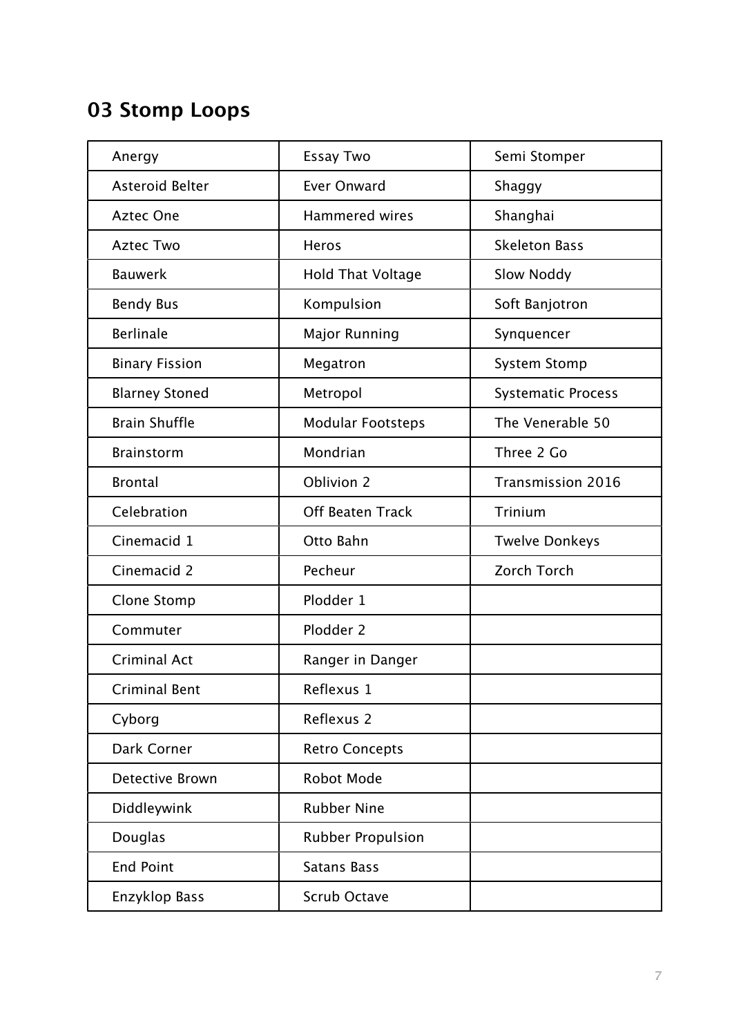## 03 Stomp Loops

| | | |
|---|---|---|
| Anergy | Essay Two | Semi Stomper |
| Asteroid Belter | Ever Onward | Shaggy |
| Aztec One | Hammered wires | Shanghai |
| Aztec Two | Heros | Skeleton Bass |
| Bauwerk | Hold That Voltage | Slow Noddy |
| Bendy Bus | Kompulsion | Soft Banjotron |
| Berlinale | Major Running | Synquencer |
| Binary Fission | Megatron | System Stomp |
| Blarney Stoned | Metropol | Systematic Process |
| Brain Shuffle | Modular Footsteps | The Venerable 50 |
| Brainstorm | Mondrian | Three 2 Go |
| Brontal | Oblivion 2 | Transmission 2016 |
| Celebration | Off Beaten Track | Trinium |
| Cinemacid 1 | Otto Bahn | Twelve Donkeys |
| Cinemacid 2 | Pecheur | Zorch Torch |
| Clone Stomp | Plodder 1 | |
| Commuter | Plodder 2 | |
| Criminal Act | Ranger in Danger | |
| Criminal Bent | Reflexus 1 | |
| Cyborg | Reflexus 2 | |
| Dark Corner | Retro Concepts | |
| Detective Brown | Robot Mode | |
| Diddleywink | Rubber Nine | |
| Douglas | Rubber Propulsion | |
| End Point | Satans Bass | |
| Enzyklop Bass | Scrub Octave | |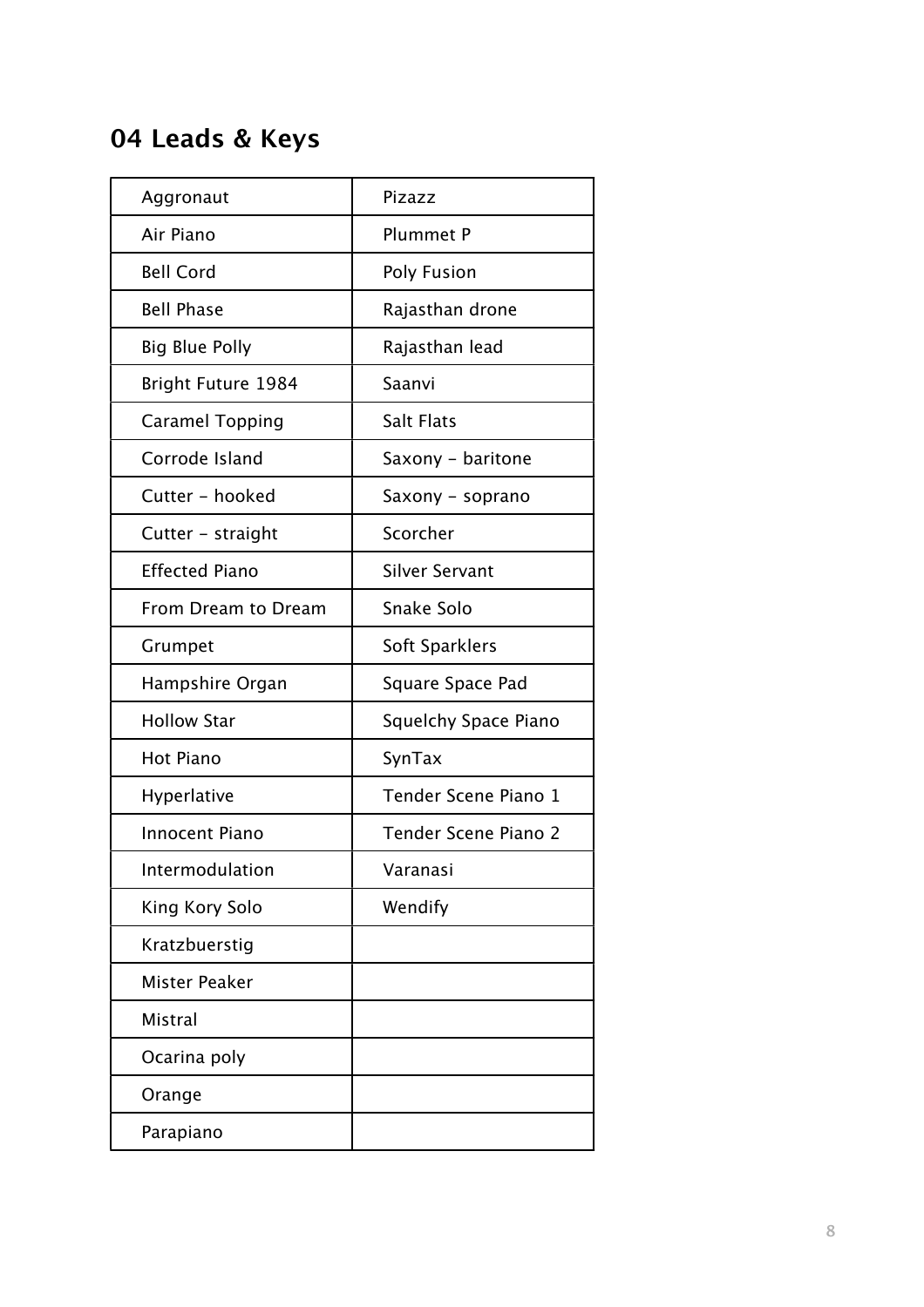## 04 Leads & Keys

| | |
|---|---|
| Aggronaut | Pizazz |
| Air Piano | Plummet P |
| Bell Cord | Poly Fusion |
| Bell Phase | Rajasthan drone |
| Big Blue Polly | Rajasthan lead |
| Bright Future 1984 | Saanvi |
| Caramel Topping | Salt Flats |
| Corrode Island | Saxony - baritone |
| Cutter - hooked | Saxony - soprano |
| Cutter - straight | Scorcher |
| Effected Piano | Silver Servant |
| From Dream to Dream | Snake Solo |
| Grumpet | Soft Sparklers |
| Hampshire Organ | Square Space Pad |
| Hollow Star | Squelchy Space Piano |
| Hot Piano | SynTax |
| Hyperlative | Tender Scene Piano 1 |
| Innocent Piano | Tender Scene Piano 2 |
| Intermodulation | Varanasi |
| King Kory Solo | Wendify |
| Kratzbuerstig | |
| Mister Peaker | |
| Mistral | |
| Ocarina poly | |
| Orange | |
| Parapiano | |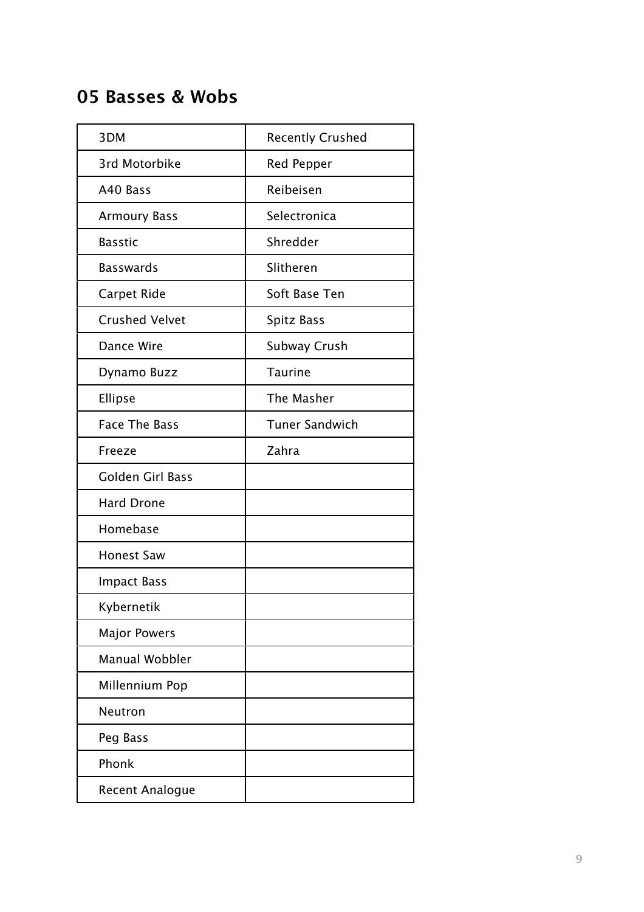## 05 Basses & Wobs

| | |
|---|---|
| 3DM | Recently Crushed |
| 3rd Motorbike | Red Pepper |
| A40 Bass | Reibeisen |
| Armoury Bass | Selectronica |
| Basstic | Shredder |
| Basswards | Slitheren |
| Carpet Ride | Soft Base Ten |
| Crushed Velvet | Spitz Bass |
| Dance Wire | Subway Crush |
| Dynamo Buzz | Taurine |
| Ellipse | The Masher |
| Face The Bass | Tuner Sandwich |
| Freeze | Zahra |
| Golden Girl Bass | |
| Hard Drone | |
| Homebase | |
| Honest Saw | |
| Impact Bass | |
| Kybernetik | |
| Major Powers | |
| Manual Wobbler | |
| Millennium Pop | |
| Neutron | |
| Peg Bass | |
| Phonk | |
| Recent Analogue | |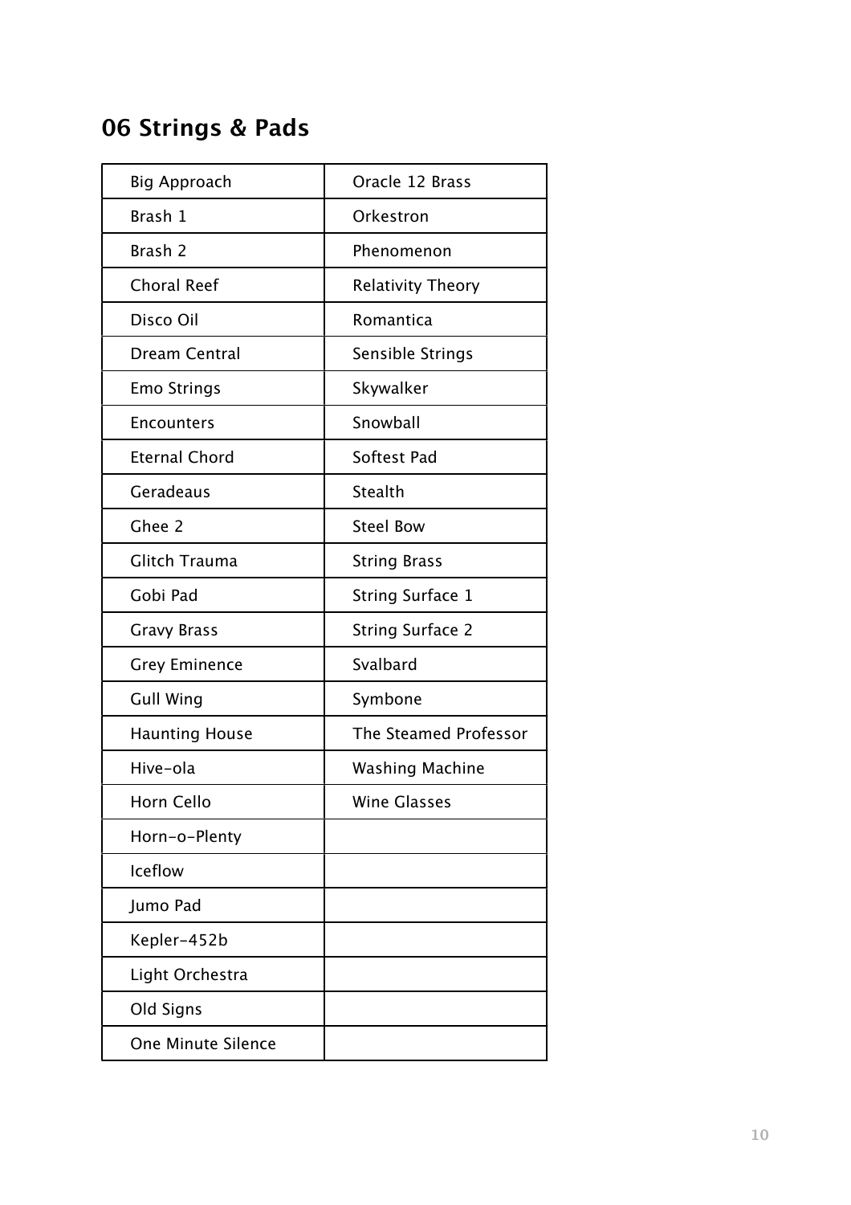## 06 Strings & Pads

| | |
|---|---|
| Big Approach | Oracle 12 Brass |
| Brash 1 | Orkestron |
| Brash 2 | Phenomenon |
| Choral Reef | Relativity Theory |
| Disco Oil | Romantica |
| Dream Central | Sensible Strings |
| Emo Strings | Skywalker |
| Encounters | Snowball |
| Eternal Chord | Softest Pad |
| Geradeaus | Stealth |
| Ghee 2 | Steel Bow |
| Glitch Trauma | String Brass |
| Gobi Pad | String Surface 1 |
| Gravy Brass | String Surface 2 |
| Grey Eminence | Svalbard |
| Gull Wing | Symbone |
| Haunting House | The Steamed Professor |
| Hive-ola | Washing Machine |
| Horn Cello | Wine Glasses |
| Horn-o-Plenty | |
| Iceflow | |
| Jumo Pad | |
| Kepler-452b | |
| Light Orchestra | |
| Old Signs | |
| One Minute Silence | |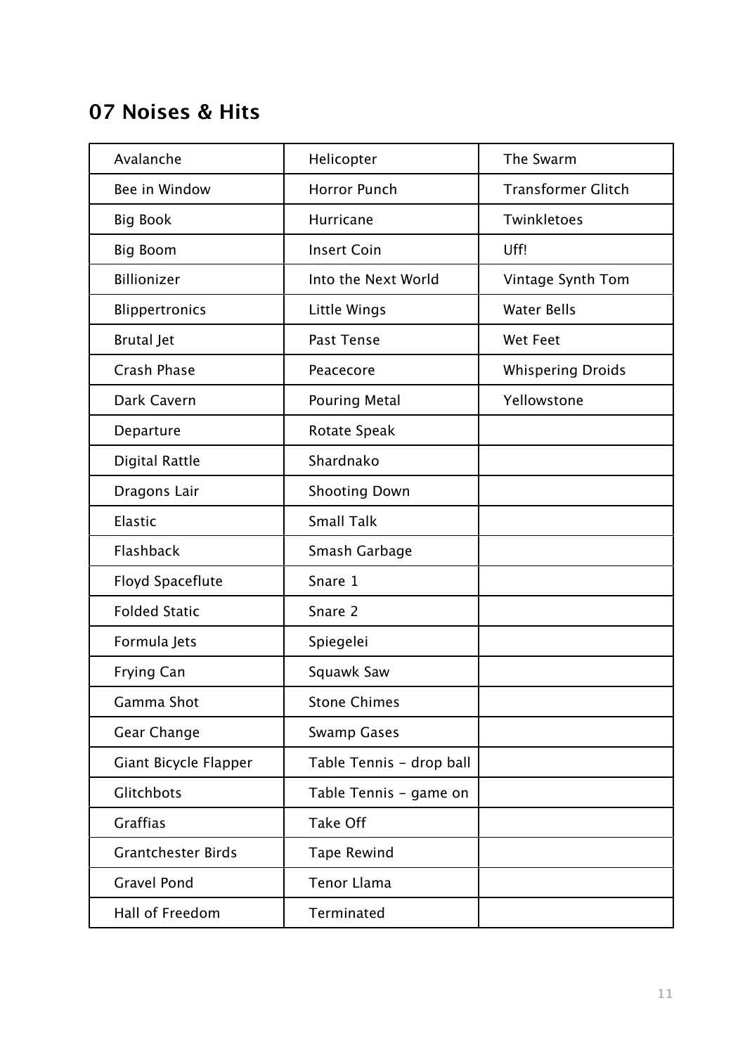## 07 Noises & Hits

| | | |
|---|---|---|
| Avalanche | Helicopter | The Swarm |
| Bee in Window | Horror Punch | Transformer Glitch |
| Big Book | Hurricane | Twinkletoes |
| Big Boom | Insert Coin | Uff! |
| Billionizer | Into the Next World | Vintage Synth Tom |
| Blippertronics | Little Wings | Water Bells |
| Brutal Jet | Past Tense | Wet Feet |
| Crash Phase | Peacecore | Whispering Droids |
| Dark Cavern | Pouring Metal | Yellowstone |
| Departure | Rotate Speak | |
| Digital Rattle | Shardnako | |
| Dragons Lair | Shooting Down | |
| Elastic | Small Talk | |
| Flashback | Smash Garbage | |
| Floyd Spaceflute | Snare 1 | |
| Folded Static | Snare 2 | |
| Formula Jets | Spiegelei | |
| Frying Can | Squawk Saw | |
| Gamma Shot | Stone Chimes | |
| Gear Change | Swamp Gases | |
| Giant Bicycle Flapper | Table Tennis - drop ball | |
| Glitchbots | Table Tennis - game on | |
| Graffias | Take Off | |
| Grantchester Birds | Tape Rewind | |
| Gravel Pond | Tenor Llama | |
| Hall of Freedom | Terminated | |